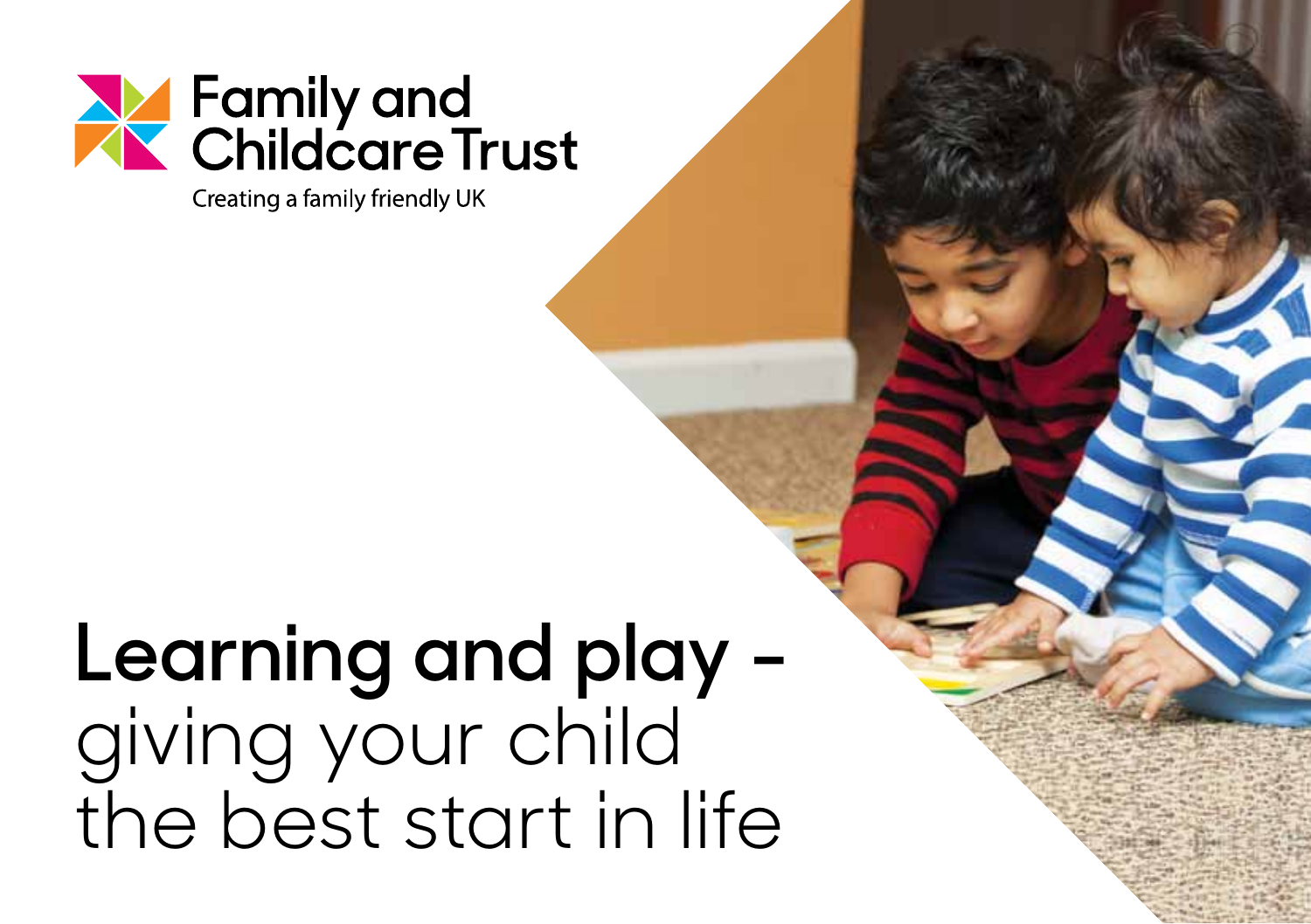Family and Childcare Trust

Creating a family friendly UK

# **Learning and play –** giving your child the best start in life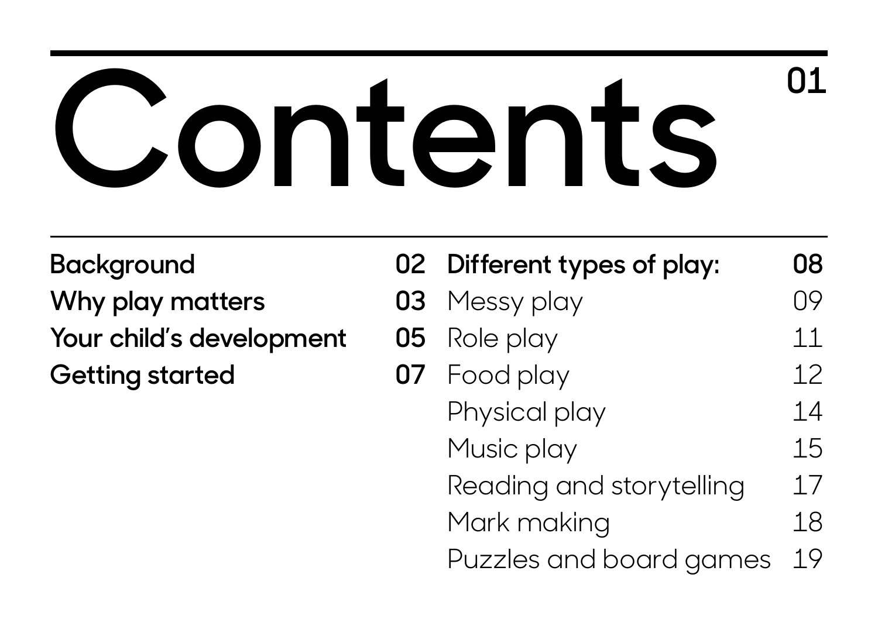# Contents

**Background** **02**
**Why play matters** **03**
**Your child's development** **05**
**Getting started** **07**

**Different types of play:** **08**
Messy play 09
Role play 11
Food play 12
Physical play 14
Music play 15
Reading and storytelling 17
Mark making 18
Puzzles and board games 19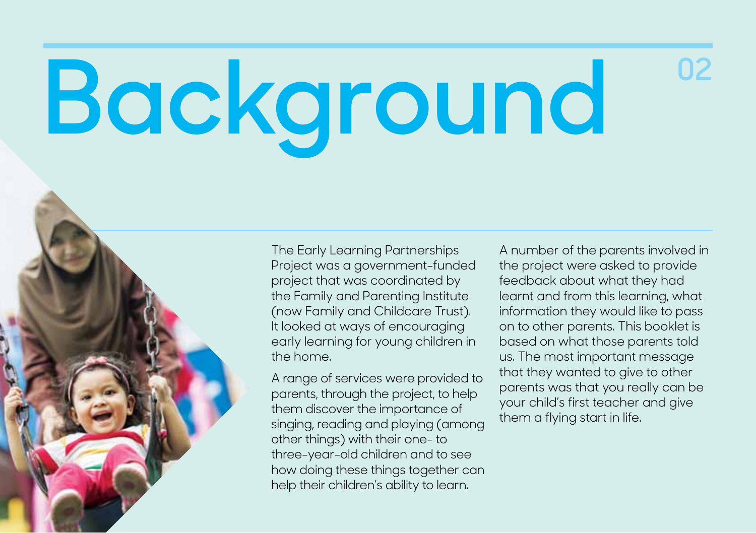# Background

The Early Learning Partnerships Project was a government-funded project that was coordinated by the Family and Parenting Institute (now Family and Childcare Trust). It looked at ways of encouraging early learning for young children in the home.

A range of services were provided to parents, through the project, to help them discover the importance of singing, reading and playing (among other things) with their one- to three-year-old children and to see how doing these things together can help their children's ability to learn.

A number of the parents involved in the project were asked to provide feedback about what they had learnt and from this learning, what information they would like to pass on to other parents. This booklet is based on what those parents told us. The most important message that they wanted to give to other parents was that you really can be your child's first teacher and give them a flying start in life.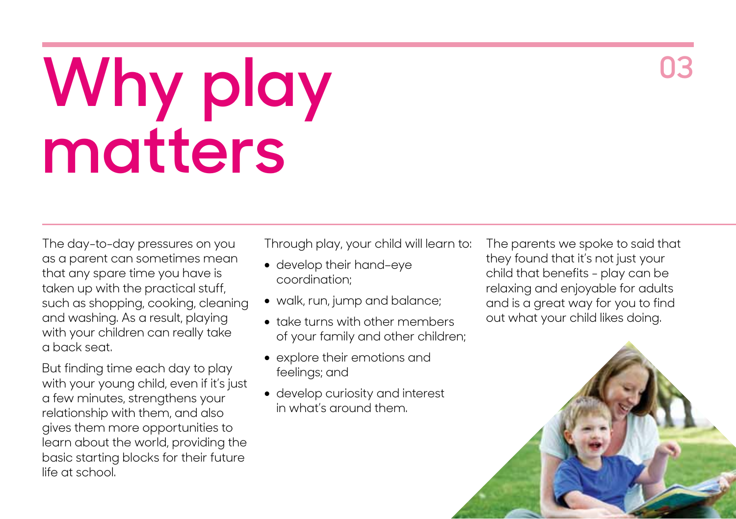# Why play matters

The day-to-day pressures on you as a parent can sometimes mean that any spare time you have is taken up with the practical stuff, such as shopping, cooking, cleaning and washing. As a result, playing with your children can really take a back seat.

But finding time each day to play with your young child, even if it's just a few minutes, strengthens your relationship with them, and also gives them more opportunities to learn about the world, providing the basic starting blocks for their future life at school.

Through play, your child will learn to:

- develop their hand-eye coordination;
- walk, run, jump and balance;
- take turns with other members of your family and other children;
- explore their emotions and feelings; and
- develop curiosity and interest in what's around them.

The parents we spoke to said that they found that it's not just your child that benefits - play can be relaxing and enjoyable for adults and is a great way for you to find out what your child likes doing.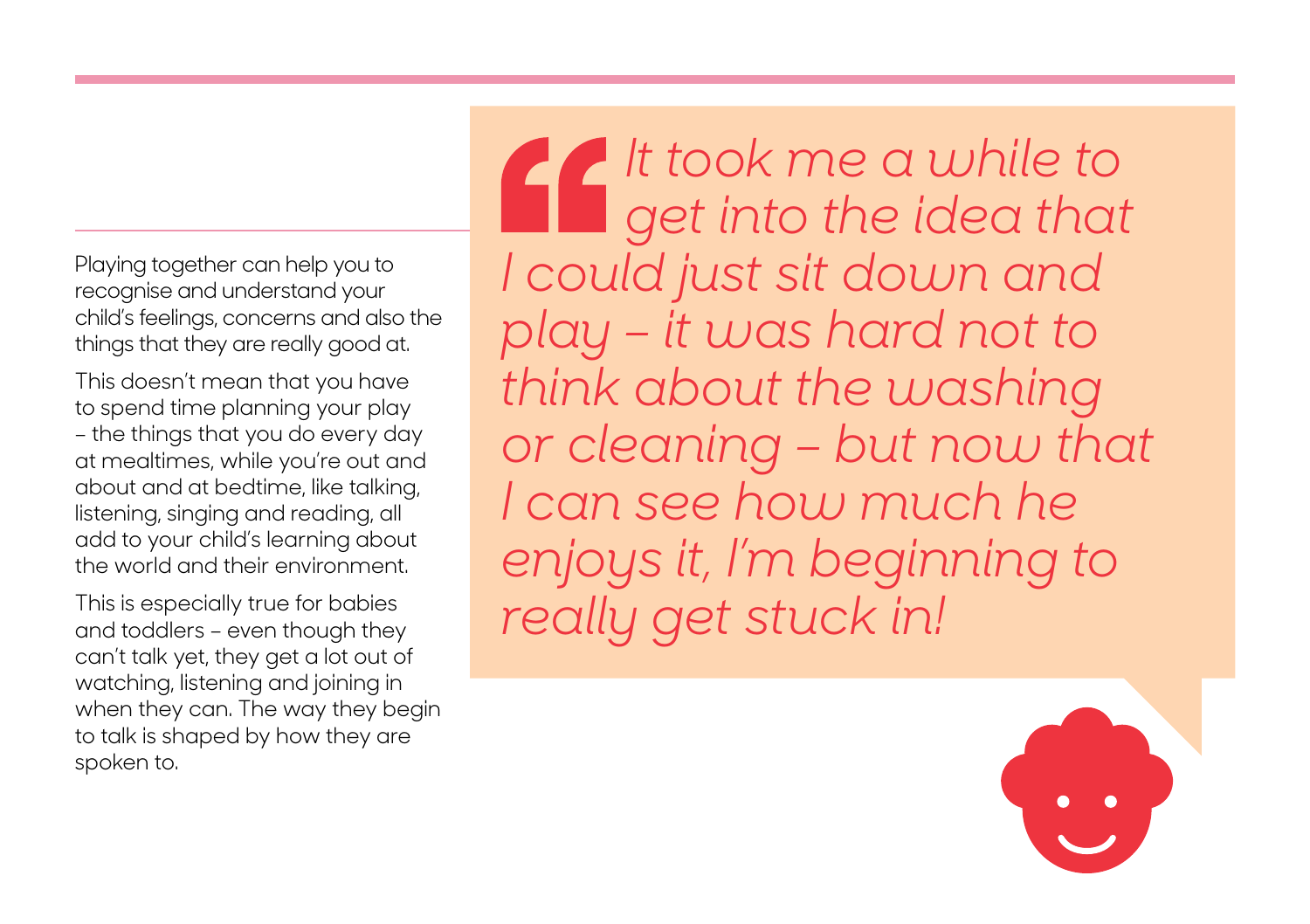Playing together can help you to recognise and understand your child's feelings, concerns and also the things that they are really good at.

This doesn't mean that you have to spend time planning your play – the things that you do every day at mealtimes, while you're out and about and at bedtime, like talking, listening, singing and reading, all add to your child's learning about the world and their environment.

This is especially true for babies and toddlers – even though they can't talk yet, they get a lot out of watching, listening and joining in when they can. The way they begin to talk is shaped by how they are spoken to.

> *"It took me a while to get into the idea that I could just sit down and play – it was hard not to think about the washing or cleaning – but now that I can see how much he enjoys it, I'm beginning to really get stuck in!*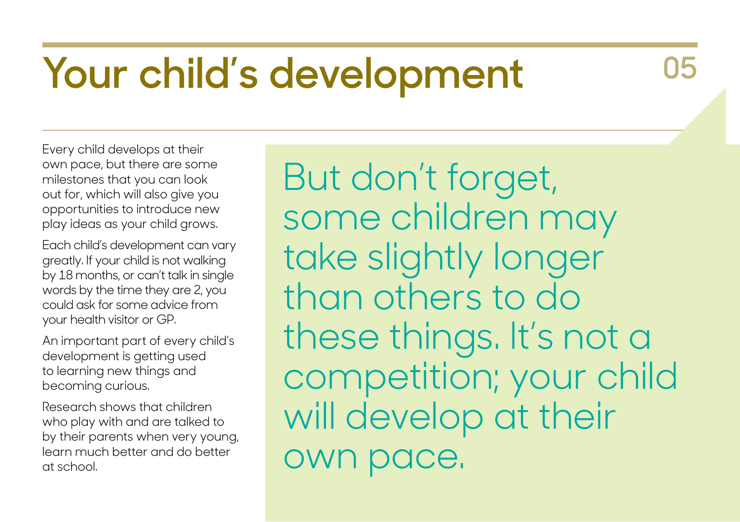# Your child's development

Every child develops at their own pace, but there are some milestones that you can look out for, which will also give you opportunities to introduce new play ideas as your child grows.

Each child's development can vary greatly. If your child is not walking by 18 months, or can't talk in single words by the time they are 2, you could ask for some advice from your health visitor or GP.

An important part of every child's development is getting used to learning new things and becoming curious.

Research shows that children who play with and are talked to by their parents when very young, learn much better and do better at school.

But don't forget, some children may take slightly longer than others to do these things. It's not a competition; your child will develop at their own pace.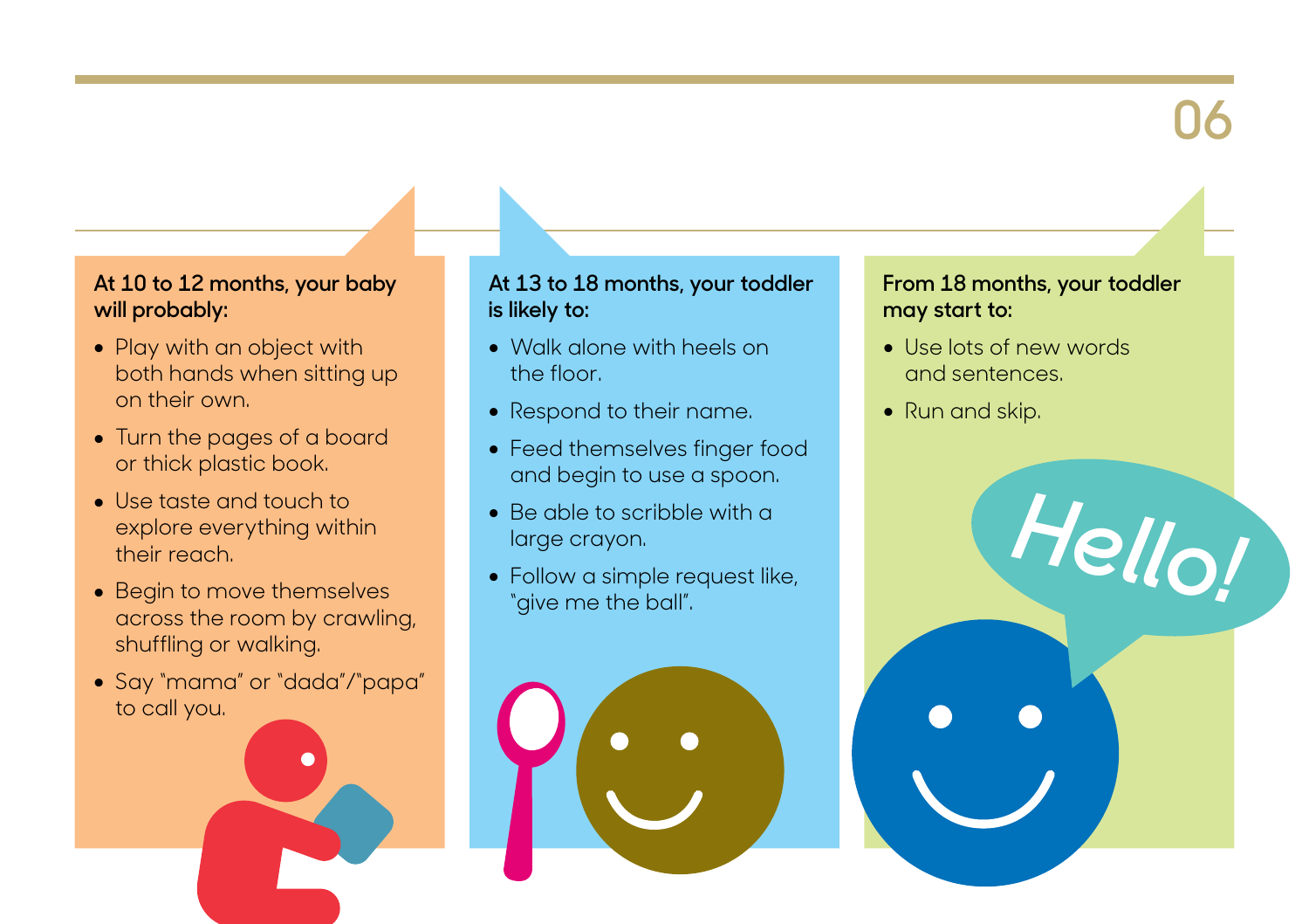**At 10 to 12 months, your baby will probably:**

- Play with an object with both hands when sitting up on their own.
- Turn the pages of a board or thick plastic book.
- Use taste and touch to explore everything within their reach.
- Begin to move themselves across the room by crawling, shuffling or walking.
- Say "mama" or "dada"/"papa" to call you.

**At 13 to 18 months, your toddler is likely to:**

- Walk alone with heels on the floor.
- Respond to their name.
- Feed themselves finger food and begin to use a spoon.
- Be able to scribble with a large crayon.
- Follow a simple request like, "give me the ball".

**From 18 months, your toddler may start to:**

- Use lots of new words and sentences.
- Run and skip.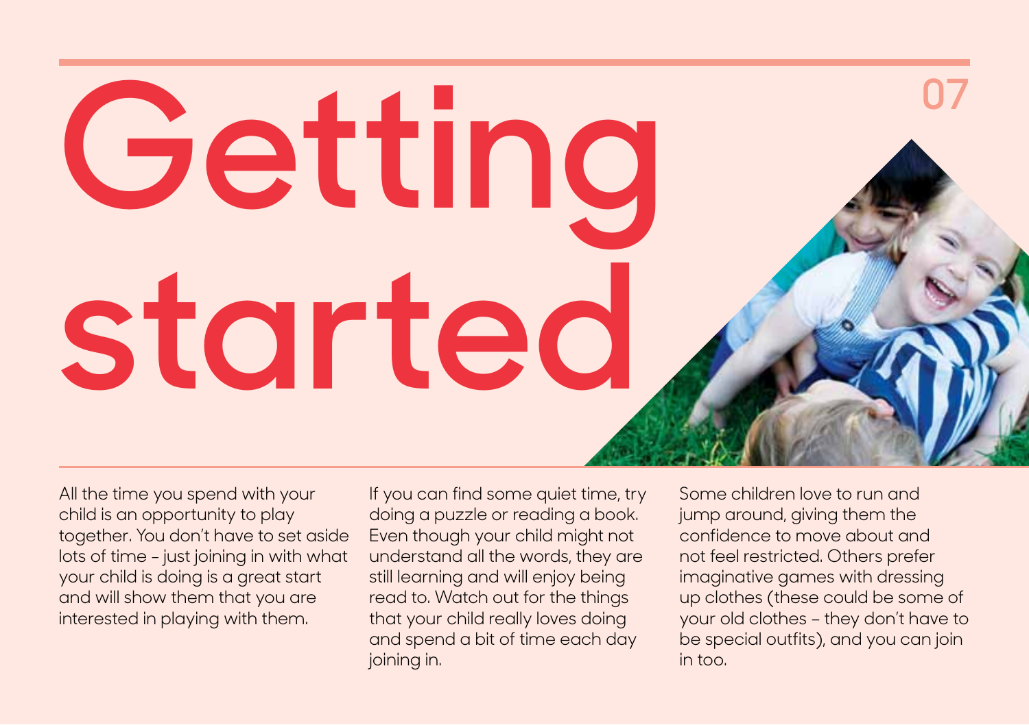# Getting started

All the time you spend with your child is an opportunity to play together. You don't have to set aside lots of time – just joining in with what your child is doing is a great start and will show them that you are interested in playing with them.

If you can find some quiet time, try doing a puzzle or reading a book. Even though your child might not understand all the words, they are still learning and will enjoy being read to. Watch out for the things that your child really loves doing and spend a bit of time each day joining in.

Some children love to run and jump around, giving them the confidence to move about and not feel restricted. Others prefer imaginative games with dressing up clothes (these could be some of your old clothes – they don't have to be special outfits), and you can join in too.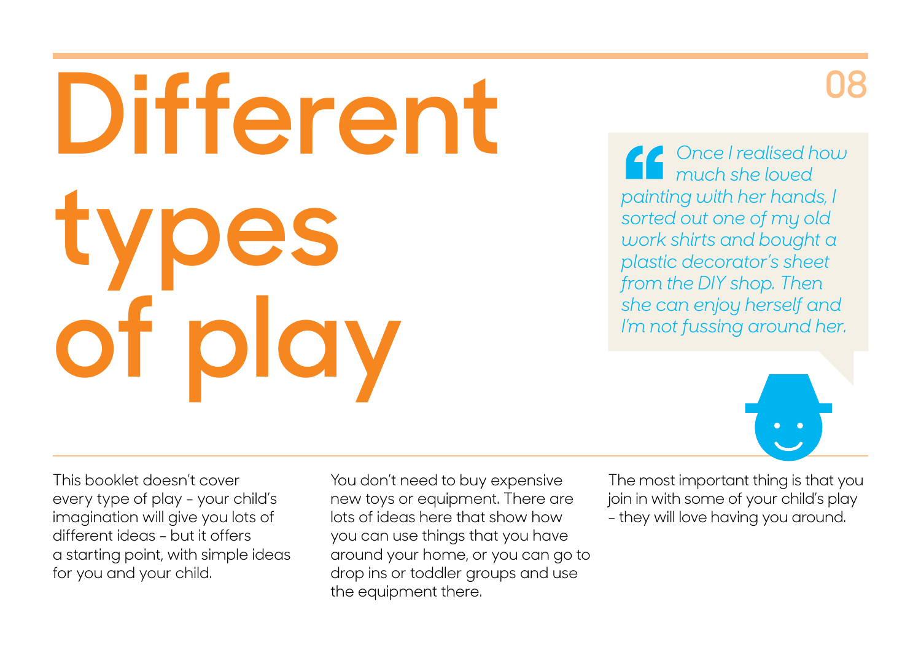# Different types of play

> *Once I realised how much she loved painting with her hands, I sorted out one of my old work shirts and bought a plastic decorator's sheet from the DIY shop. Then she can enjoy herself and I'm not fussing around her.*

This booklet doesn't cover every type of play – your child's imagination will give you lots of different ideas – but it offers a starting point, with simple ideas for you and your child.

You don't need to buy expensive new toys or equipment. There are lots of ideas here that show how you can use things that you have around your home, or you can go to drop ins or toddler groups and use the equipment there.

The most important thing is that you join in with some of your child's play – they will love having you around.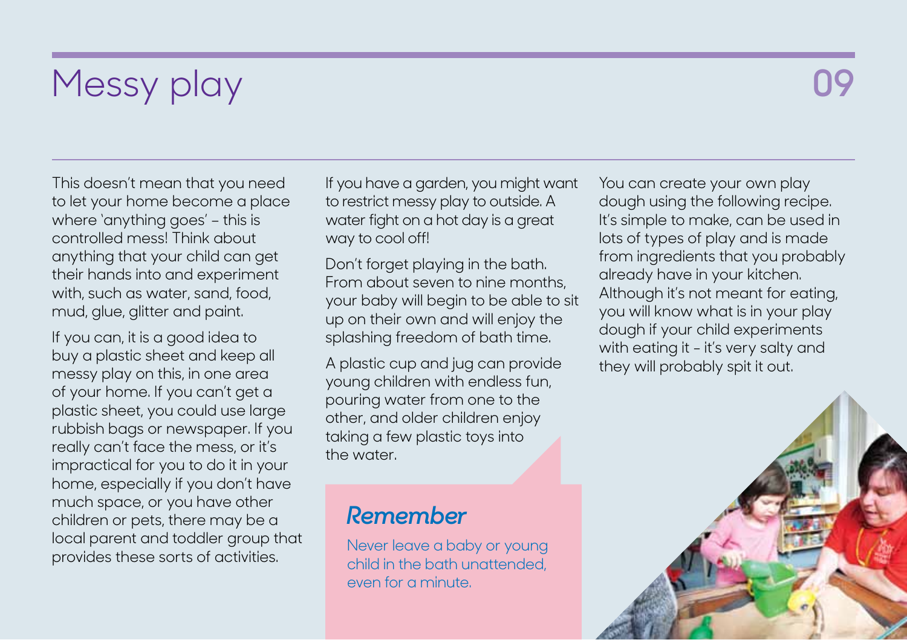# Messy play

This doesn't mean that you need to let your home become a place where 'anything goes' – this is controlled mess! Think about anything that your child can get their hands into and experiment with, such as water, sand, food, mud, glue, glitter and paint.

If you can, it is a good idea to buy a plastic sheet and keep all messy play on this, in one area of your home. If you can't get a plastic sheet, you could use large rubbish bags or newspaper. If you really can't face the mess, or it's impractical for you to do it in your home, especially if you don't have much space, or you have other children or pets, there may be a local parent and toddler group that provides these sorts of activities.

If you have a garden, you might want to restrict messy play to outside. A water fight on a hot day is a great way to cool off!

Don't forget playing in the bath. From about seven to nine months, your baby will begin to be able to sit up on their own and will enjoy the splashing freedom of bath time.

A plastic cup and jug can provide young children with endless fun, pouring water from one to the other, and older children enjoy taking a few plastic toys into the water.

## Remember

Never leave a baby or young child in the bath unattended, even for a minute.

You can create your own play dough using the following recipe. It's simple to make, can be used in lots of types of play and is made from ingredients that you probably already have in your kitchen. Although it's not meant for eating, you will know what is in your play dough if your child experiments with eating it – it's very salty and they will probably spit it out.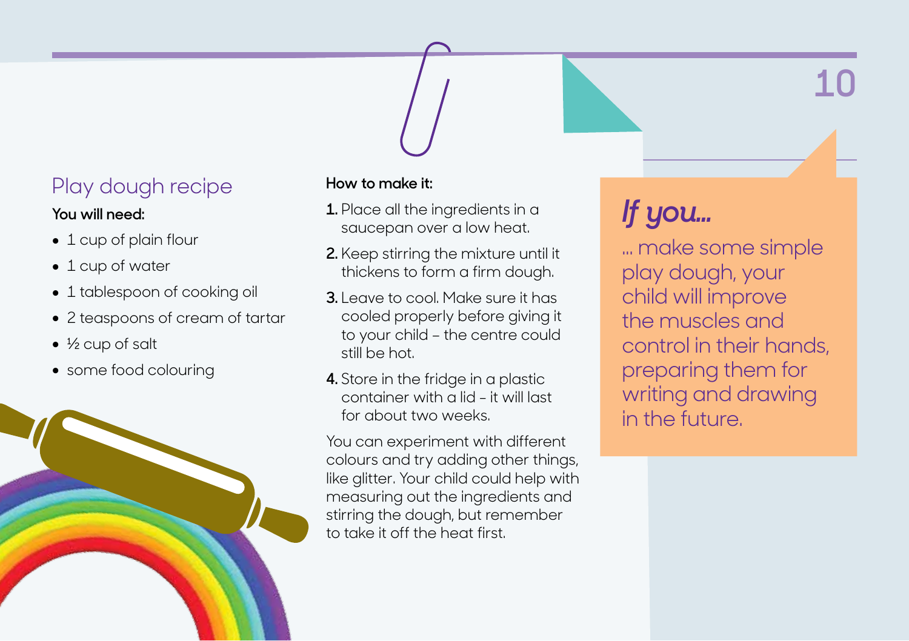## Play dough recipe

**You will need:**

- 1 cup of plain flour
- 1 cup of water
- 1 tablespoon of cooking oil
- 2 teaspoons of cream of tartar
- ½ cup of salt
- some food colouring

**How to make it:**

1. Place all the ingredients in a saucepan over a low heat.
2. Keep stirring the mixture until it thickens to form a firm dough.
3. Leave to cool. Make sure it has cooled properly before giving it to your child – the centre could still be hot.
4. Store in the fridge in a plastic container with a lid – it will last for about two weeks.

You can experiment with different colours and try adding other things, like glitter. Your child could help with measuring out the ingredients and stirring the dough, but remember to take it off the heat first.

## *If you...*

... make some simple play dough, your child will improve the muscles and control in their hands, preparing them for writing and drawing in the future.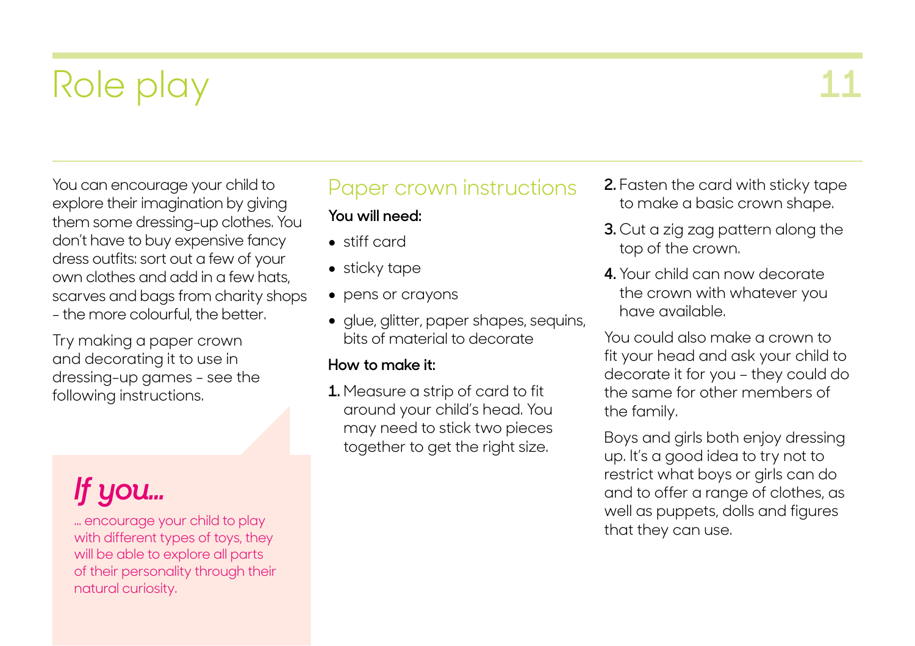# Role play

You can encourage your child to explore their imagination by giving them some dressing-up clothes. You don't have to buy expensive fancy dress outfits: sort out a few of your own clothes and add in a few hats, scarves and bags from charity shops - the more colourful, the better.

Try making a paper crown and decorating it to use in dressing-up games - see the following instructions.

> ***If you...***
>
> ... encourage your child to play with different types of toys, they will be able to explore all parts of their personality through their natural curiosity.

## Paper crown instructions

**You will need:**

- stiff card
- sticky tape
- pens or crayons
- glue, glitter, paper shapes, sequins, bits of material to decorate

**How to make it:**

1. Measure a strip of card to fit around your child's head. You may need to stick two pieces together to get the right size.
2. Fasten the card with sticky tape to make a basic crown shape.
3. Cut a zig zag pattern along the top of the crown.
4. Your child can now decorate the crown with whatever you have available.

You could also make a crown to fit your head and ask your child to decorate it for you – they could do the same for other members of the family.

Boys and girls both enjoy dressing up. It's a good idea to try not to restrict what boys or girls can do and to offer a range of clothes, as well as puppets, dolls and figures that they can use.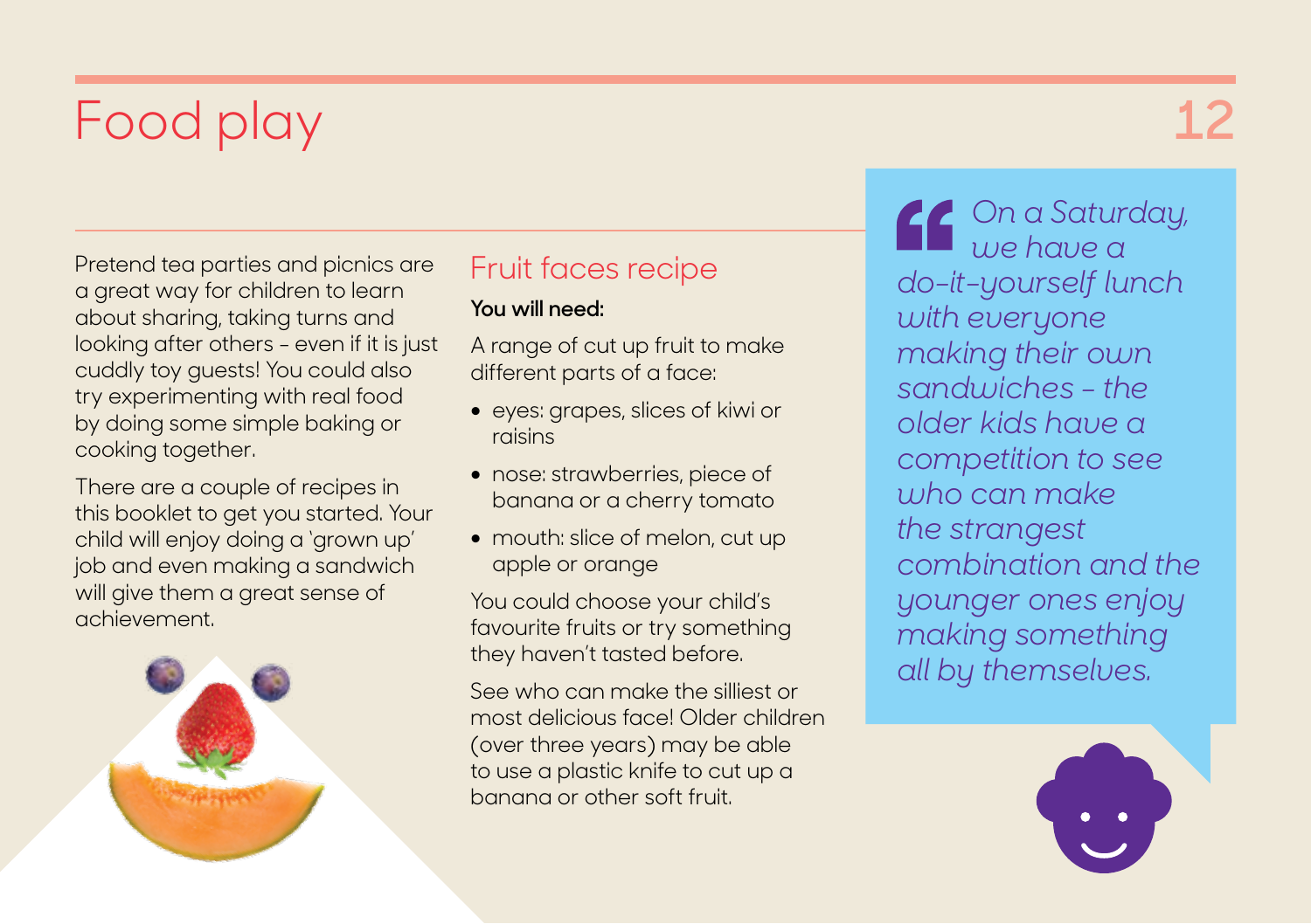# Food play

Pretend tea parties and picnics are a great way for children to learn about sharing, taking turns and looking after others - even if it is just cuddly toy guests! You could also try experimenting with real food by doing some simple baking or cooking together.

There are a couple of recipes in this booklet to get you started. Your child will enjoy doing a 'grown up' job and even making a sandwich will give them a great sense of achievement.

## Fruit faces recipe

**You will need:**

A range of cut up fruit to make different parts of a face:

- eyes: grapes, slices of kiwi or raisins
- nose: strawberries, piece of banana or a cherry tomato
- mouth: slice of melon, cut up apple or orange

You could choose your child's favourite fruits or try something they haven't tasted before.

See who can make the silliest or most delicious face! Older children (over three years) may be able to use a plastic knife to cut up a banana or other soft fruit.

> *On a Saturday, we have a do-it-yourself lunch with everyone making their own sandwiches - the older kids have a competition to see who can make the strangest combination and the younger ones enjoy making something all by themselves.*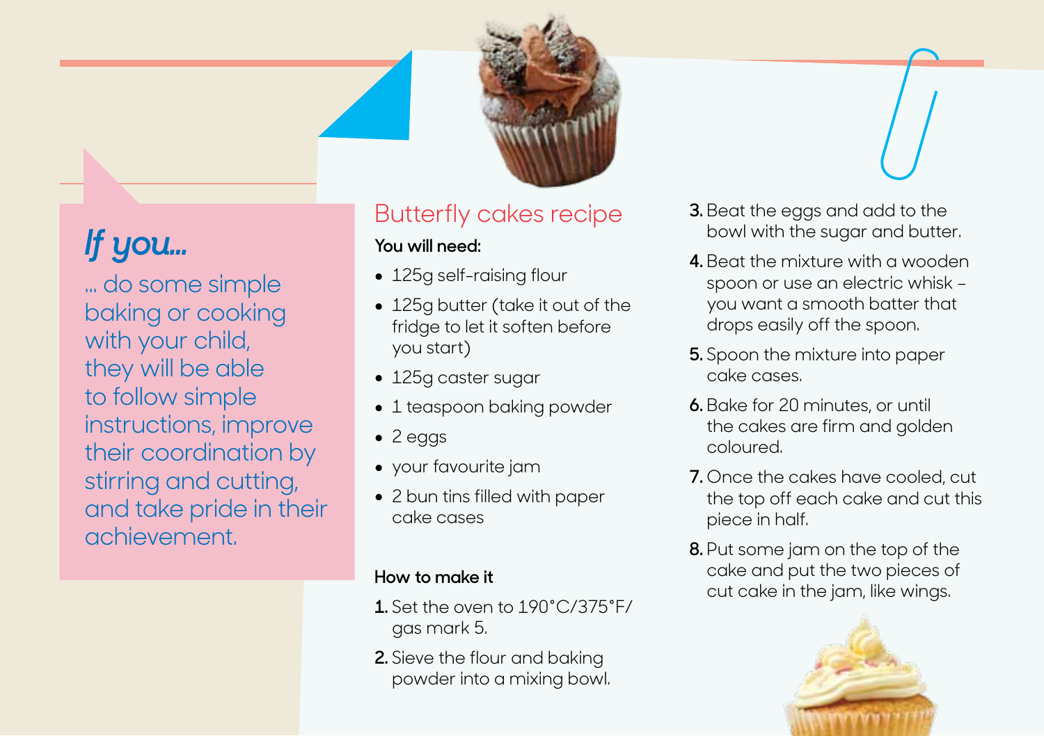## If you...

... do some simple baking or cooking with your child, they will be able to follow simple instructions, improve their coordination by stirring and cutting, and take pride in their achievement.

## Butterfly cakes recipe

**You will need:**

- 125g self-raising flour
- 125g butter (take it out of the fridge to let it soften before you start)
- 125g caster sugar
- 1 teaspoon baking powder
- 2 eggs
- your favourite jam
- 2 bun tins filled with paper cake cases

**How to make it**

1. Set the oven to 190°C/375°F/ gas mark 5.
2. Sieve the flour and baking powder into a mixing bowl.
3. Beat the eggs and add to the bowl with the sugar and butter.
4. Beat the mixture with a wooden spoon or use an electric whisk – you want a smooth batter that drops easily off the spoon.
5. Spoon the mixture into paper cake cases.
6. Bake for 20 minutes, or until the cakes are firm and golden coloured.
7. Once the cakes have cooled, cut the top off each cake and cut this piece in half.
8. Put some jam on the top of the cake and put the two pieces of cut cake in the jam, like wings.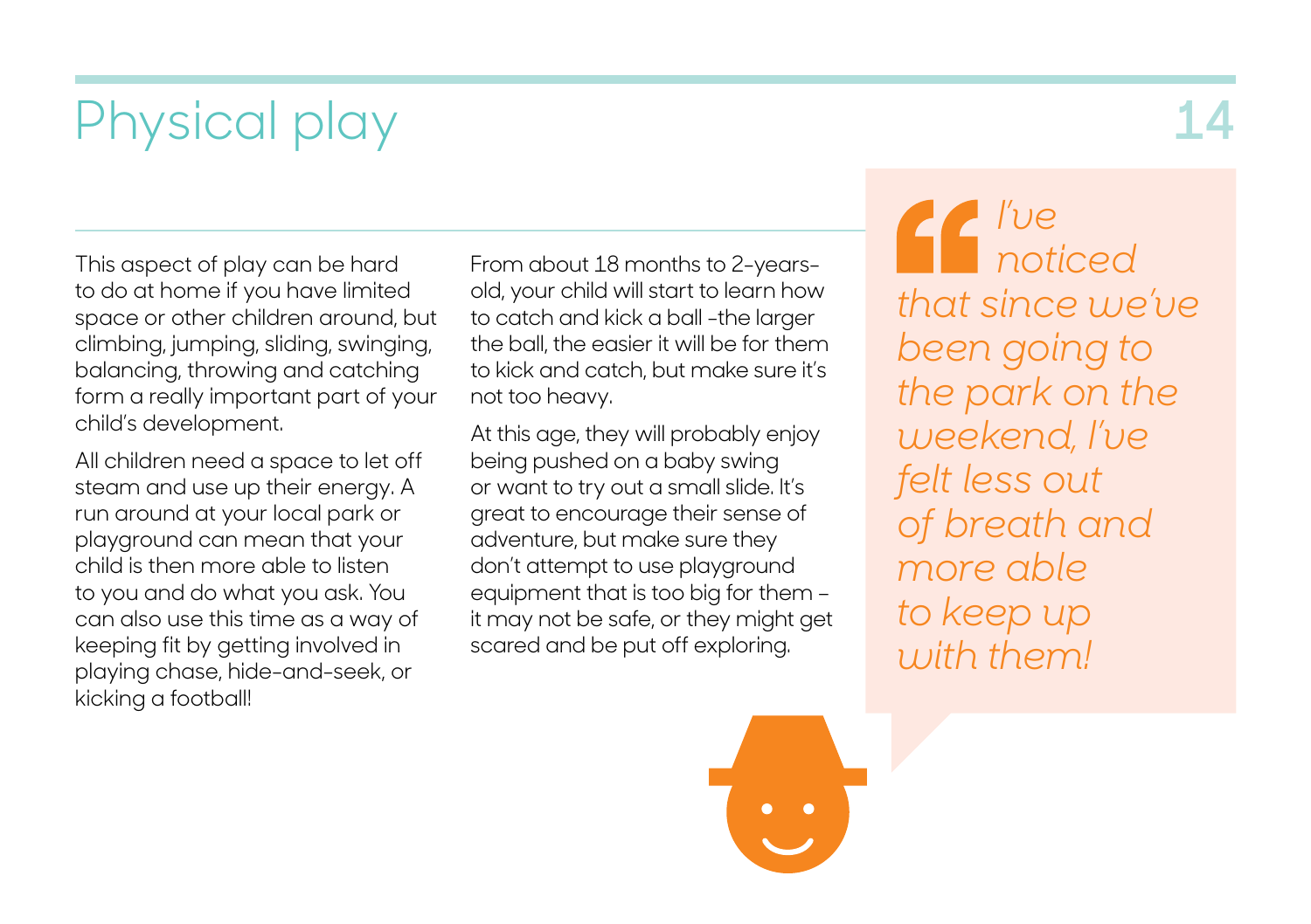# Physical play

This aspect of play can be hard to do at home if you have limited space or other children around, but climbing, jumping, sliding, swinging, balancing, throwing and catching form a really important part of your child's development.

All children need a space to let off steam and use up their energy. A run around at your local park or playground can mean that your child is then more able to listen to you and do what you ask. You can also use this time as a way of keeping fit by getting involved in playing chase, hide-and-seek, or kicking a football!

From about 18 months to 2-years-old, your child will start to learn how to catch and kick a ball -the larger the ball, the easier it will be for them to kick and catch, but make sure it's not too heavy.

At this age, they will probably enjoy being pushed on a baby swing or want to try out a small slide. It's great to encourage their sense of adventure, but make sure they don't attempt to use playground equipment that is too big for them – it may not be safe, or they might get scared and be put off exploring.

> *"I've noticed that since we've been going to the park on the weekend, I've felt less out of breath and more able to keep up with them!*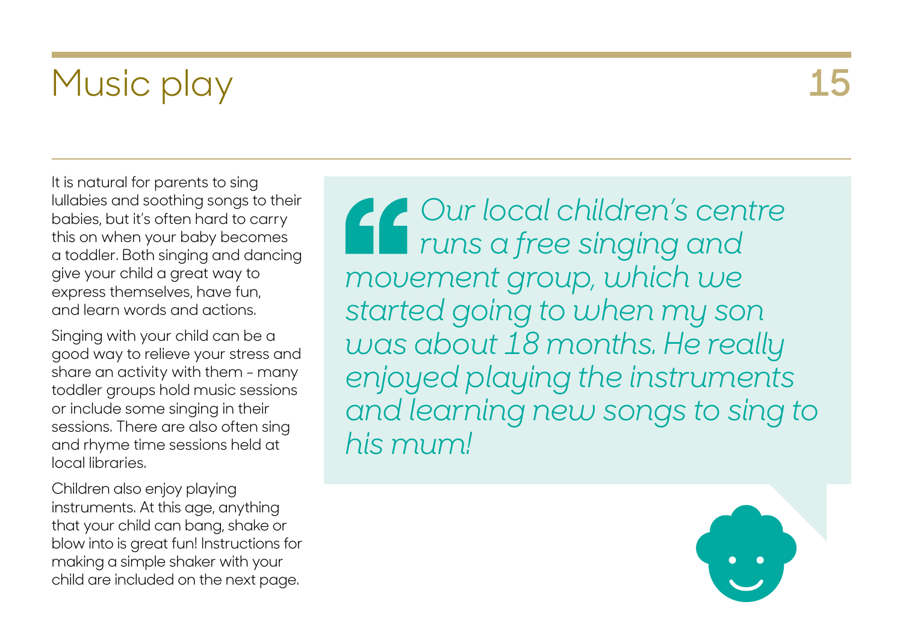# Music play

It is natural for parents to sing lullabies and soothing songs to their babies, but it's often hard to carry this on when your baby becomes a toddler. Both singing and dancing give your child a great way to express themselves, have fun, and learn words and actions.

Singing with your child can be a good way to relieve your stress and share an activity with them – many toddler groups hold music sessions or include some singing in their sessions. There are also often sing and rhyme time sessions held at local libraries.

Children also enjoy playing instruments. At this age, anything that your child can bang, shake or blow into is great fun! Instructions for making a simple shaker with your child are included on the next page.

> *"Our local children's centre runs a free singing and movement group, which we started going to when my son was about 18 months. He really enjoyed playing the instruments and learning new songs to sing to his mum!*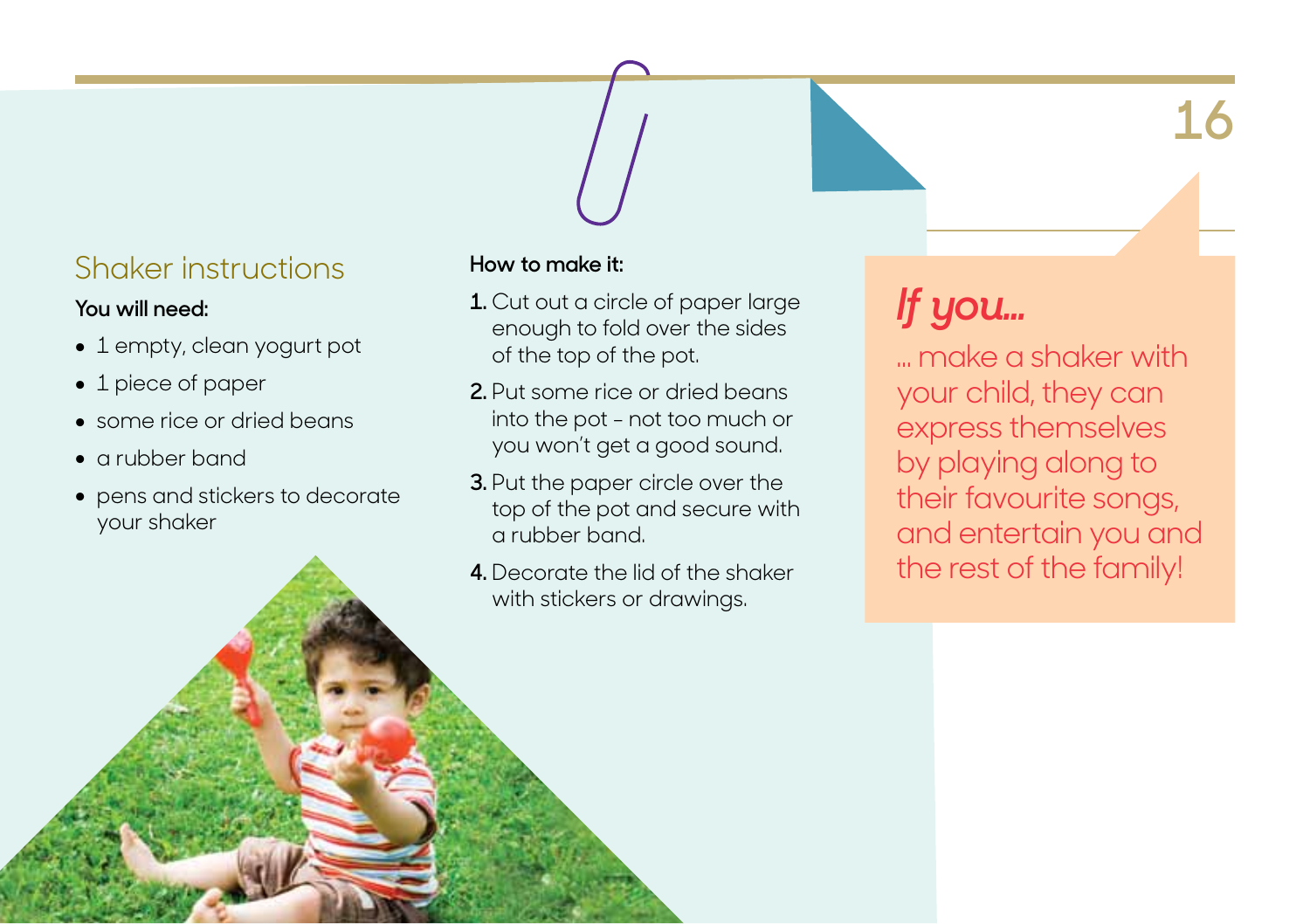## Shaker instructions

**You will need:**

- 1 empty, clean yogurt pot
- 1 piece of paper
- some rice or dried beans
- a rubber band
- pens and stickers to decorate your shaker

**How to make it:**

1. Cut out a circle of paper large enough to fold over the sides of the top of the pot.
2. Put some rice or dried beans into the pot – not too much or you won't get a good sound.
3. Put the paper circle over the top of the pot and secure with a rubber band.
4. Decorate the lid of the shaker with stickers or drawings.

## *If you...*

... make a shaker with your child, they can express themselves by playing along to their favourite songs, and entertain you and the rest of the family!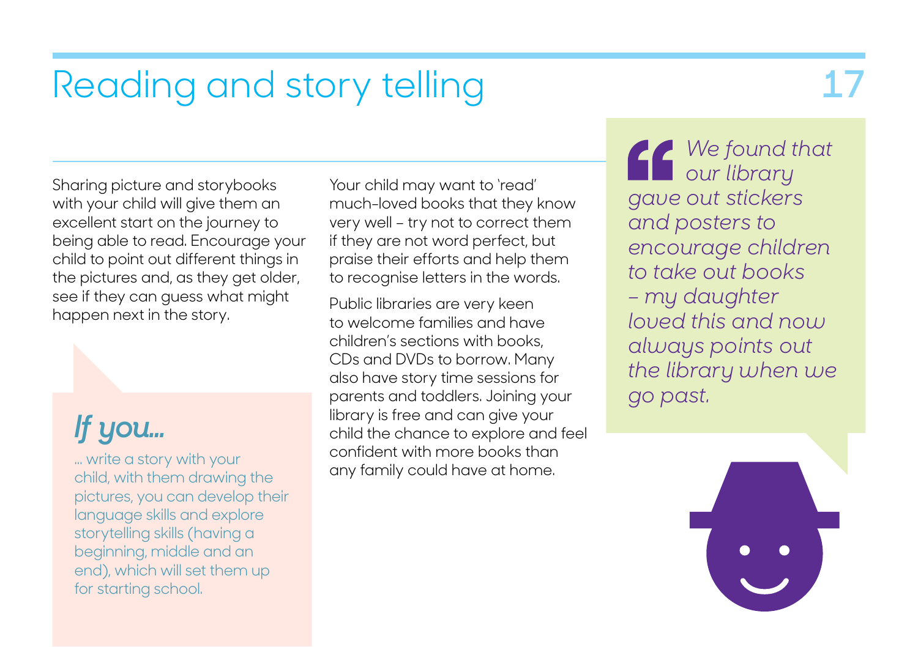# Reading and story telling

Sharing picture and storybooks with your child will give them an excellent start on the journey to being able to read. Encourage your child to point out different things in the pictures and, as they get older, see if they can guess what might happen next in the story.

## If you...

... write a story with your child, with them drawing the pictures, you can develop their language skills and explore storytelling skills (having a beginning, middle and an end), which will set them up for starting school.

Your child may want to 'read' much-loved books that they know very well – try not to correct them if they are not word perfect, but praise their efforts and help them to recognise letters in the words.

Public libraries are very keen to welcome families and have children's sections with books, CDs and DVDs to borrow. Many also have story time sessions for parents and toddlers. Joining your library is free and can give your child the chance to explore and feel confident with more books than any family could have at home.

> *We found that our library gave out stickers and posters to encourage children to take out books – my daughter loved this and now always points out the library when we go past.*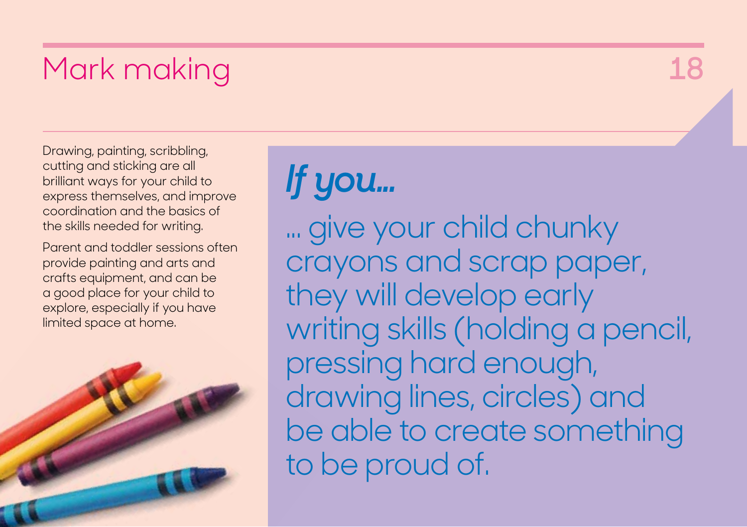# Mark making

Drawing, painting, scribbling, cutting and sticking are all brilliant ways for your child to express themselves, and improve coordination and the basics of the skills needed for writing.

Parent and toddler sessions often provide painting and arts and crafts equipment, and can be a good place for your child to explore, especially if you have limited space at home.

## *If you...*

... give your child chunky crayons and scrap paper, they will develop early writing skills (holding a pencil, pressing hard enough, drawing lines, circles) and be able to create something to be proud of.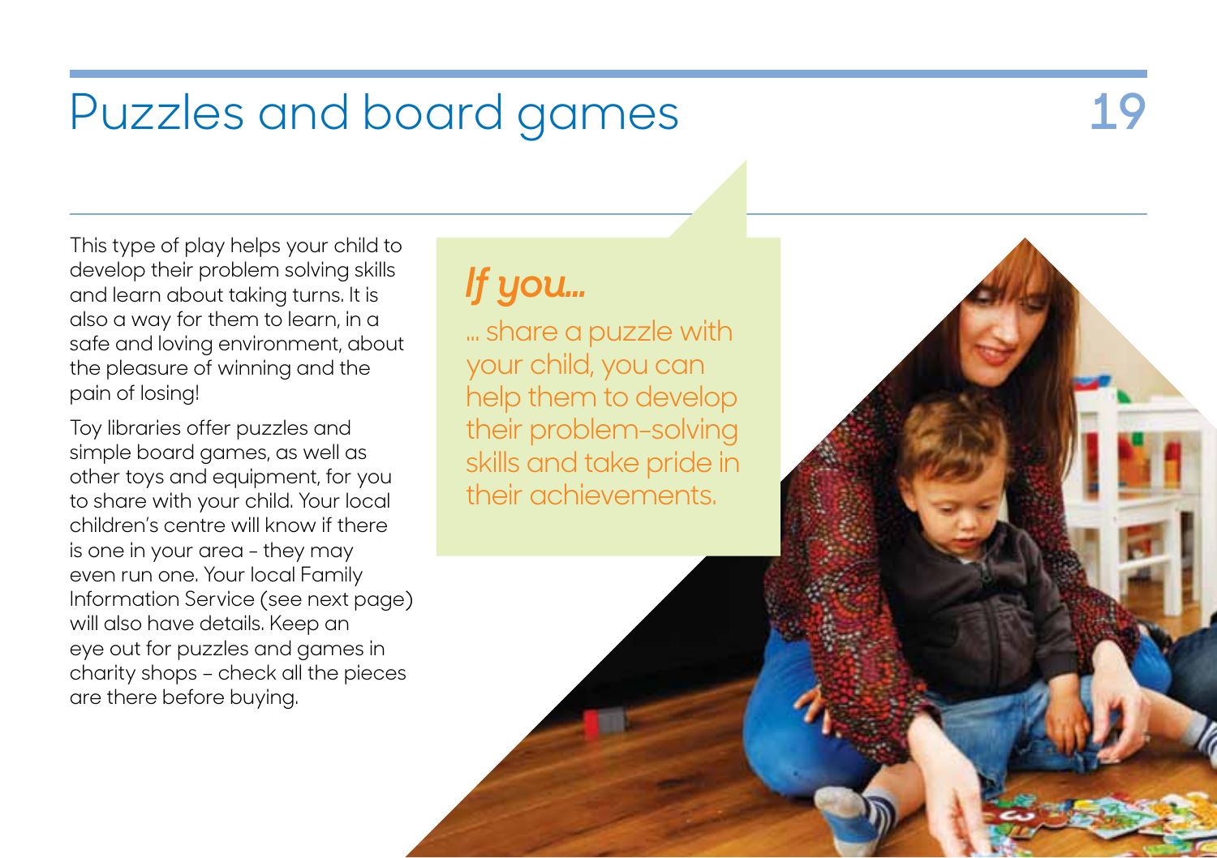# Puzzles and board games

This type of play helps your child to develop their problem solving skills and learn about taking turns. It is also a way for them to learn, in a safe and loving environment, about the pleasure of winning and the pain of losing!

Toy libraries offer puzzles and simple board games, as well as other toys and equipment, for you to share with your child. Your local children's centre will know if there is one in your area – they may even run one. Your local Family Information Service (see next page) will also have details. Keep an eye out for puzzles and games in charity shops – check all the pieces are there before buying.

## *If you...*

... share a puzzle with your child, you can help them to develop their problem-solving skills and take pride in their achievements.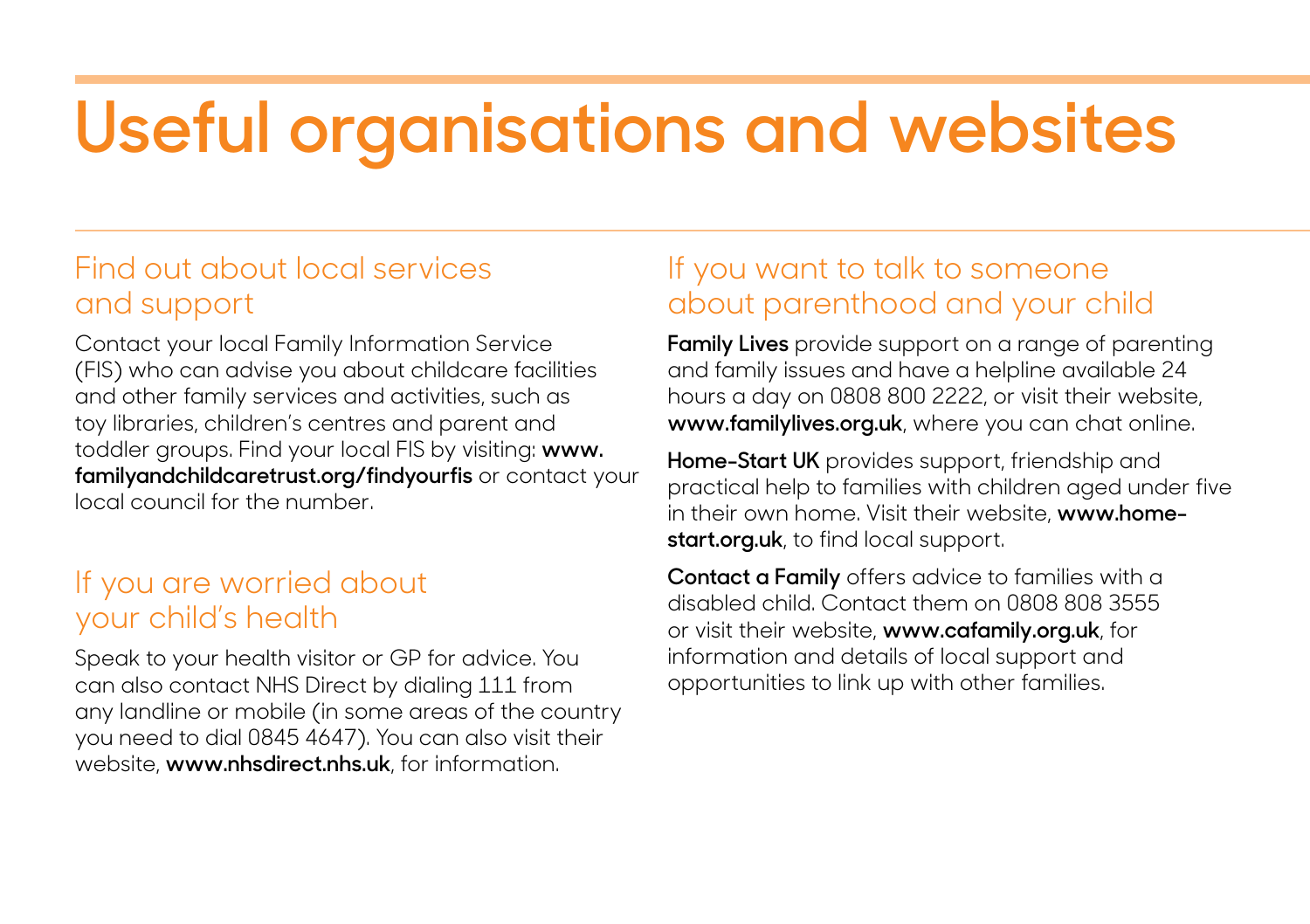# Useful organisations and websites

## Find out about local services and support

Contact your local Family Information Service (FIS) who can advise you about childcare facilities and other family services and activities, such as toy libraries, children's centres and parent and toddler groups. Find your local FIS by visiting: **www.familyandchildcaretrust.org/findyourfis** or contact your local council for the number.

## If you are worried about your child's health

Speak to your health visitor or GP for advice. You can also contact NHS Direct by dialing 111 from any landline or mobile (in some areas of the country you need to dial 0845 4647). You can also visit their website, **www.nhsdirect.nhs.uk**, for information.

## If you want to talk to someone about parenthood and your child

**Family Lives** provide support on a range of parenting and family issues and have a helpline available 24 hours a day on 0808 800 2222, or visit their website, **www.familylives.org.uk**, where you can chat online.

**Home-Start UK** provides support, friendship and practical help to families with children aged under five in their own home. Visit their website, **www.home-start.org.uk**, to find local support.

**Contact a Family** offers advice to families with a disabled child. Contact them on 0808 808 3555 or visit their website, **www.cafamily.org.uk**, for information and details of local support and opportunities to link up with other families.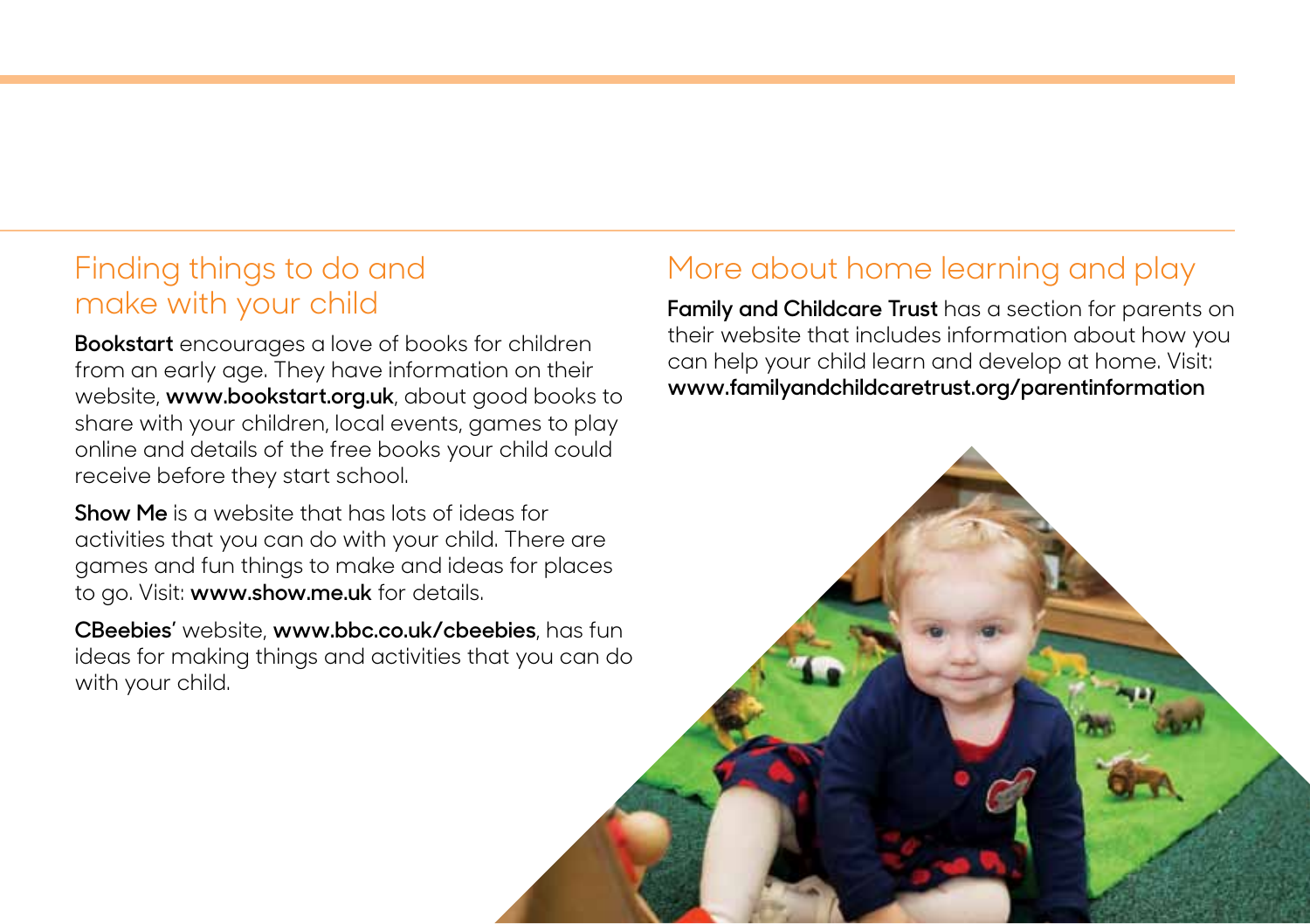## Finding things to do and make with your child

**Bookstart** encourages a love of books for children from an early age. They have information on their website, **www.bookstart.org.uk**, about good books to share with your children, local events, games to play online and details of the free books your child could receive before they start school.

**Show Me** is a website that has lots of ideas for activities that you can do with your child. There are games and fun things to make and ideas for places to go. Visit: **www.show.me.uk** for details.

**CBeebies'** website, **www.bbc.co.uk/cbeebies**, has fun ideas for making things and activities that you can do with your child.

## More about home learning and play

**Family and Childcare Trust** has a section for parents on their website that includes information about how you can help your child learn and develop at home. Visit: **www.familyandchildcaretrust.org/parentinformation**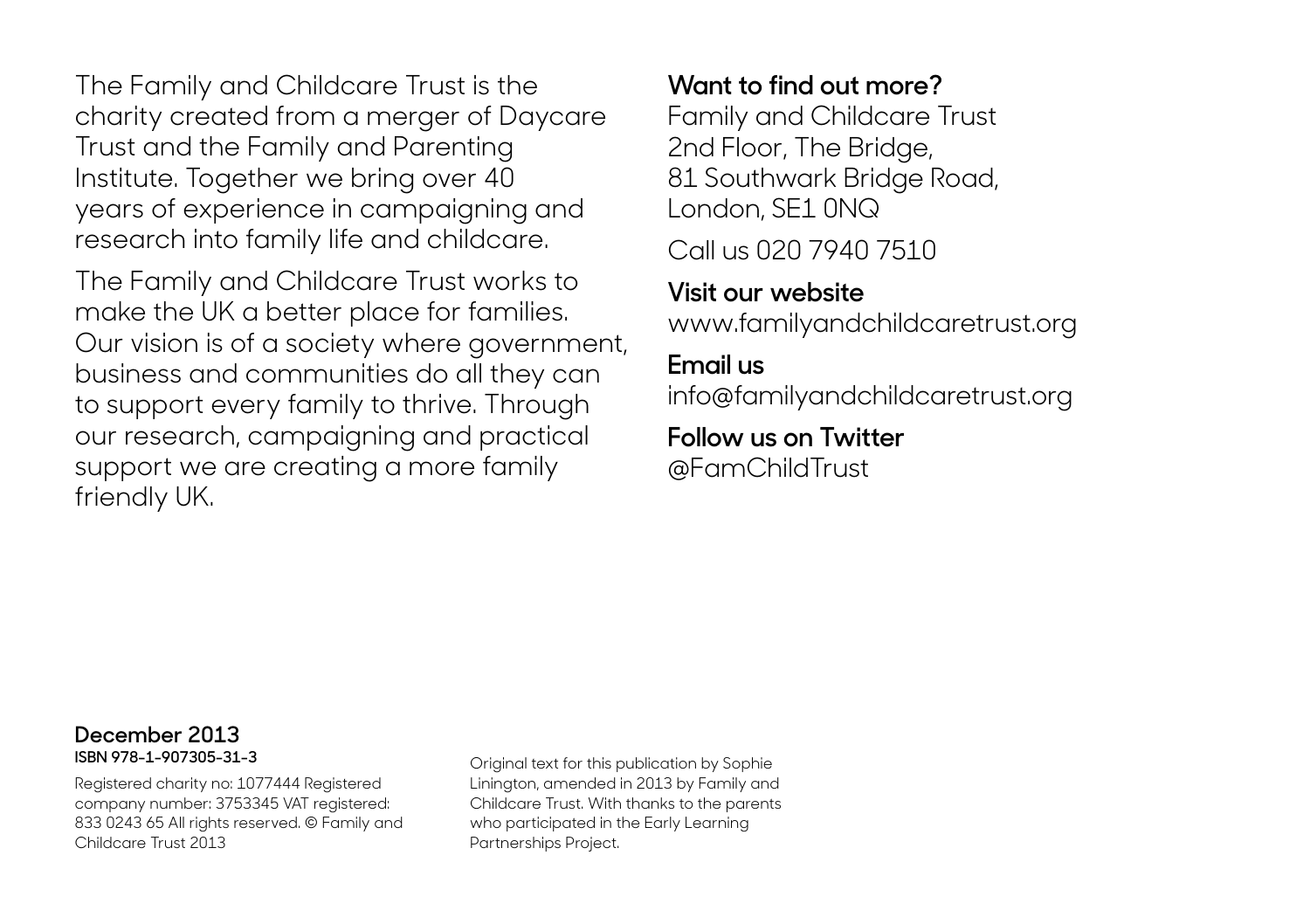The Family and Childcare Trust is the charity created from a merger of Daycare Trust and the Family and Parenting Institute. Together we bring over 40 years of experience in campaigning and research into family life and childcare.

The Family and Childcare Trust works to make the UK a better place for families. Our vision is of a society where government, business and communities do all they can to support every family to thrive. Through our research, campaigning and practical support we are creating a more family friendly UK.

**Want to find out more?**
Family and Childcare Trust
2nd Floor, The Bridge,
81 Southwark Bridge Road,
London, SE1 0NQ

Call us 020 7940 7510

**Visit our website**
www.familyandchildcaretrust.org

**Email us**
info@familyandchildcaretrust.org

**Follow us on Twitter**
@FamChildTrust

**December 2013**
**ISBN 978-1-907305-31-3**

Registered charity no: 1077444 Registered company number: 3753345 VAT registered: 833 0243 65 All rights reserved. © Family and Childcare Trust 2013

Original text for this publication by Sophie Linington, amended in 2013 by Family and Childcare Trust. With thanks to the parents who participated in the Early Learning Partnerships Project.